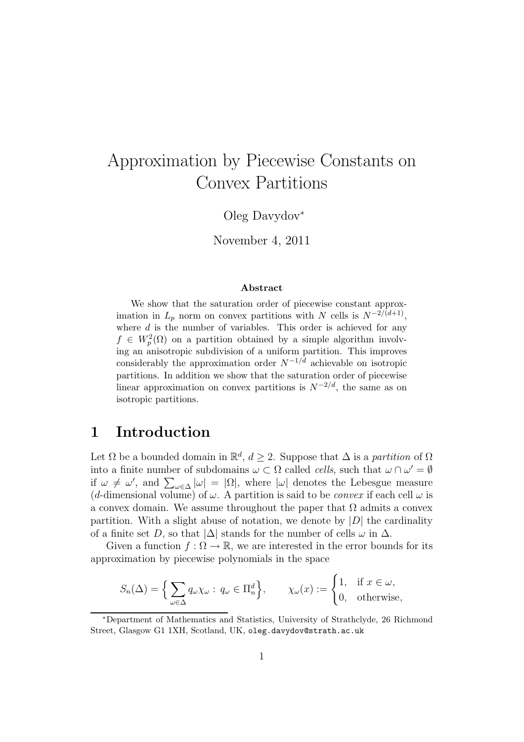# Approximation by Piecewise Constants on Convex Partitions

Oleg Davydov[*]

November 4, 2011

### Abstract

We show that the saturation order of piecewise constant approximation in $L_p$ norm on convex partitions with $N$ cells is $N^{-2/(d+1)}$, where $d$ is the number of variables. This order is achieved for any $f \in W_p^2(\Omega)$ on a partition obtained by a simple algorithm involving an anisotropic subdivision of a uniform partition. This improves considerably the approximation order $N^{-1/d}$ achievable on isotropic partitions. In addition we show that the saturation order of piecewise linear approximation on convex partitions is $N^{-2/d}$, the same as on isotropic partitions.

## 1 Introduction

Let $\Omega$ be a bounded domain in $\mathbb{R}^d$, $d \geq 2$. Suppose that $\Delta$ is a *partition* of $\Omega$ into a finite number of subdomains $\omega \subset \Omega$ called *cells*, such that $\omega \cap \omega' = \emptyset$ if $\omega \neq \omega'$, and $\sum_{\omega \in \Delta} |\omega| = |\Omega|$, where $|\omega|$ denotes the Lebesgue measure ($d$-dimensional volume) of $\omega$. A partition is said to be *convex* if each cell $\omega$ is a convex domain. We assume throughout the paper that $\Omega$ admits a convex partition. With a slight abuse of notation, we denote by $|D|$ the cardinality of a finite set $D$, so that $|\Delta|$ stands for the number of cells $\omega$ in $\Delta$.

Given a function $f : \Omega \to \mathbb{R}$, we are interested in the error bounds for its approximation by piecewise polynomials in the space

$$S_n(\Delta) = \Big\{ \sum_{\omega \in \Delta} q_\omega \chi_\omega : q_\omega \in \Pi_n^d \Big\}, \qquad \chi_\omega(x) := \begin{cases} 1, & \text{if } x \in \omega, \\ 0, & \text{otherwise,} \end{cases}$$

[*]Department of Mathematics and Statistics, University of Strathclyde, 26 Richmond Street, Glasgow G1 1XH, Scotland, UK, `oleg.davydov@strath.ac.uk`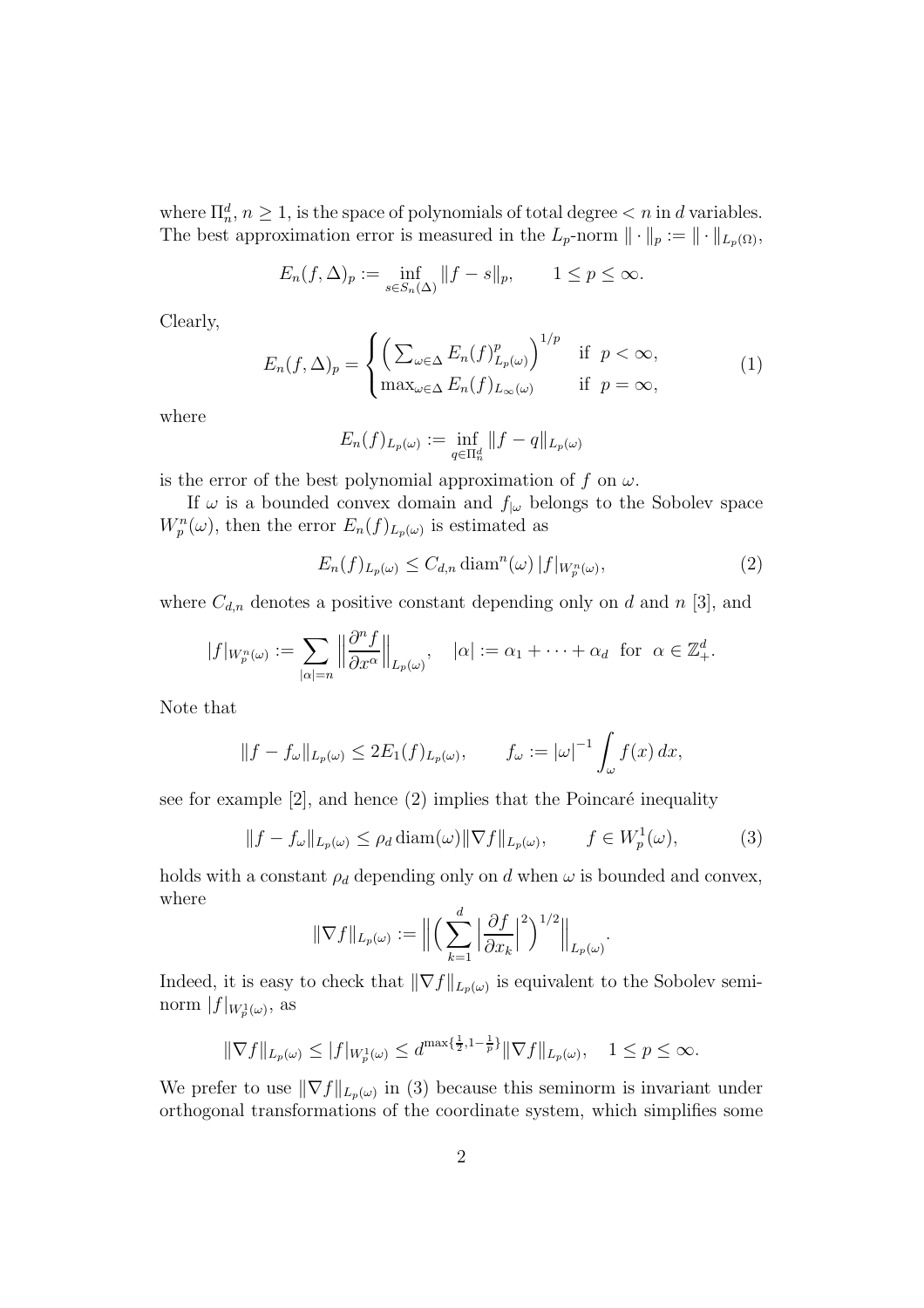where $\Pi_n^d$, $n \geq 1$, is the space of polynomials of total degree $< n$ in $d$ variables. The best approximation error is measured in the $L_p$-norm $\|\cdot\|_p := \|\cdot\|_{L_p(\Omega)}$,

$$E_n(f,\Delta)_p := \inf_{s \in S_n(\Delta)} \|f - s\|_p, \qquad 1 \leq p \leq \infty.$$

Clearly,

$$E_n(f,\Delta)_p = \begin{cases} \Big( \sum_{\omega \in \Delta} E_n(f)^p_{L_p(\omega)} \Big)^{1/p} & \text{if } \; p < \infty, \\ \max_{\omega \in \Delta} E_n(f)_{L_\infty(\omega)} & \text{if } \; p = \infty, \end{cases} \tag{1}$$

where

$$E_n(f)_{L_p(\omega)} := \inf_{q \in \Pi_n^d} \|f - q\|_{L_p(\omega)}$$

is the error of the best polynomial approximation of $f$ on $\omega$.

If $\omega$ is a bounded convex domain and $f_{|\omega}$ belongs to the Sobolev space $W_p^n(\omega)$, then the error $E_n(f)_{L_p(\omega)}$ is estimated as

$$E_n(f)_{L_p(\omega)} \leq C_{d,n} \operatorname{diam}^n(\omega)\, |f|_{W_p^n(\omega)}, \tag{2}$$

where $C_{d,n}$ denotes a positive constant depending only on $d$ and $n$ [3], and

$$|f|_{W_p^n(\omega)} := \sum_{|\alpha|=n} \Big\| \frac{\partial^n f}{\partial x^\alpha} \Big\|_{L_p(\omega)}, \quad |\alpha| := \alpha_1 + \cdots + \alpha_d \;\text{ for }\; \alpha \in \mathbb{Z}_+^d.$$

Note that

$$\|f - f_\omega\|_{L_p(\omega)} \leq 2E_1(f)_{L_p(\omega)}, \qquad f_\omega := |\omega|^{-1} \int_\omega f(x)\, dx,$$

see for example [2], and hence (2) implies that the Poincaré inequality

$$\|f - f_\omega\|_{L_p(\omega)} \leq \rho_d \operatorname{diam}(\omega) \|\nabla f\|_{L_p(\omega)}, \qquad f \in W_p^1(\omega), \tag{3}$$

holds with a constant $\rho_d$ depending only on $d$ when $\omega$ is bounded and convex, where

$$\|\nabla f\|_{L_p(\omega)} := \Big\| \Big( \sum_{k=1}^d \Big| \frac{\partial f}{\partial x_k} \Big|^2 \Big)^{1/2} \Big\|_{L_p(\omega)}.$$

Indeed, it is easy to check that $\|\nabla f\|_{L_p(\omega)}$ is equivalent to the Sobolev seminorm $|f|_{W_p^1(\omega)}$, as

$$\|\nabla f\|_{L_p(\omega)} \leq |f|_{W_p^1(\omega)} \leq d^{\max\{\frac{1}{2}, 1-\frac{1}{p}\}} \|\nabla f\|_{L_p(\omega)}, \quad 1 \leq p \leq \infty.$$

We prefer to use $\|\nabla f\|_{L_p(\omega)}$ in (3) because this seminorm is invariant under orthogonal transformations of the coordinate system, which simplifies some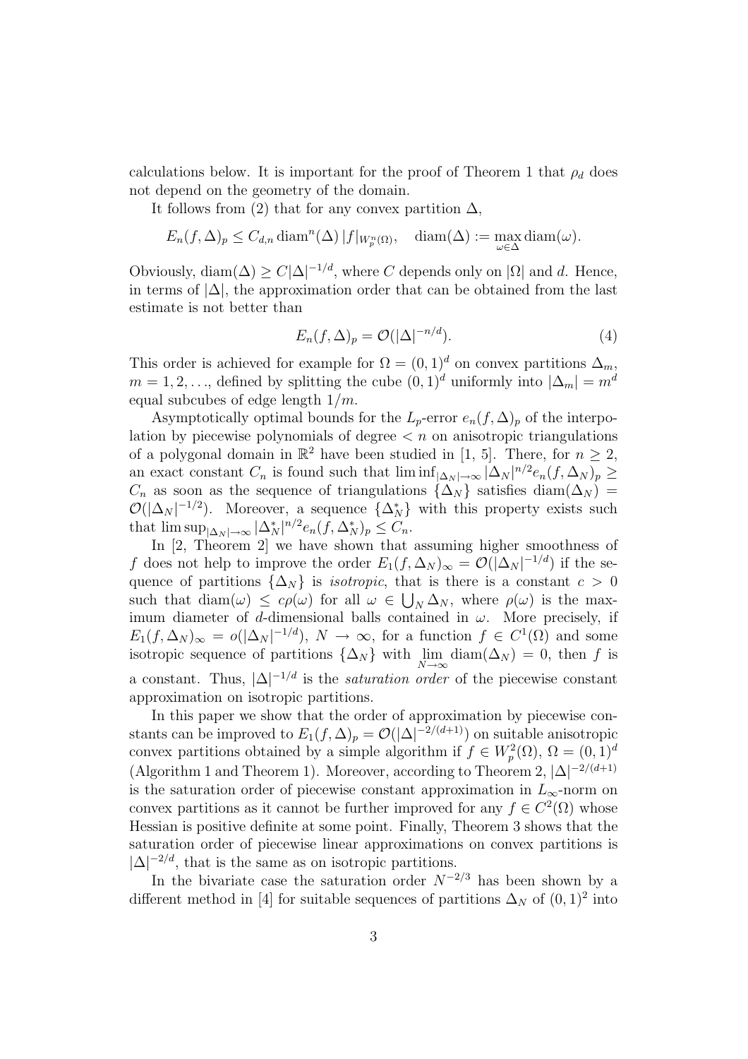calculations below. It is important for the proof of Theorem 1 that $\rho_d$ does not depend on the geometry of the domain.

It follows from (2) that for any convex partition $\Delta$,

$$E_n(f,\Delta)_p \le C_{d,n} \operatorname{diam}^n(\Delta)\, |f|_{W_p^n(\Omega)}, \quad \operatorname{diam}(\Delta) := \max_{\omega\in\Delta} \operatorname{diam}(\omega).$$

Obviously, $\operatorname{diam}(\Delta) \ge C|\Delta|^{-1/d}$, where $C$ depends only on $|\Omega|$ and $d$. Hence, in terms of $|\Delta|$, the approximation order that can be obtained from the last estimate is not better than

$$E_n(f,\Delta)_p = \mathcal{O}(|\Delta|^{-n/d}). \tag{4}$$

This order is achieved for example for $\Omega = (0,1)^d$ on convex partitions $\Delta_m$, $m = 1, 2, \ldots$, defined by splitting the cube $(0,1)^d$ uniformly into $|\Delta_m| = m^d$ equal subcubes of edge length $1/m$.

Asymptotically optimal bounds for the $L_p$-error $e_n(f,\Delta)_p$ of the interpolation by piecewise polynomials of degree $< n$ on anisotropic triangulations of a polygonal domain in $\mathbb{R}^2$ have been studied in [1, 5]. There, for $n \ge 2$, an exact constant $C_n$ is found such that $\liminf_{|\Delta_N|\to\infty} |\Delta_N|^{n/2} e_n(f,\Delta_N)_p \ge C_n$ as soon as the sequence of triangulations $\{\Delta_N\}$ satisfies $\operatorname{diam}(\Delta_N) = \mathcal{O}(|\Delta_N|^{-1/2})$. Moreover, a sequence $\{\Delta_N^*\}$ with this property exists such that $\limsup_{|\Delta_N|\to\infty} |\Delta_N^*|^{n/2} e_n(f,\Delta_N^*)_p \le C_n$.

In [2, Theorem 2] we have shown that assuming higher smoothness of $f$ does not help to improve the order $E_1(f,\Delta_N)_\infty = \mathcal{O}(|\Delta_N|^{-1/d})$ if the sequence of partitions $\{\Delta_N\}$ is *isotropic*, that is there is a constant $c > 0$ such that $\operatorname{diam}(\omega) \le c\rho(\omega)$ for all $\omega \in \bigcup_N \Delta_N$, where $\rho(\omega)$ is the maximum diameter of $d$-dimensional balls contained in $\omega$. More precisely, if $E_1(f,\Delta_N)_\infty = o(|\Delta_N|^{-1/d})$, $N \to \infty$, for a function $f \in C^1(\Omega)$ and some isotropic sequence of partitions $\{\Delta_N\}$ with $\lim\limits_{N\to\infty} \operatorname{diam}(\Delta_N) = 0$, then $f$ is a constant. Thus, $|\Delta|^{-1/d}$ is the *saturation order* of the piecewise constant approximation on isotropic partitions.

In this paper we show that the order of approximation by piecewise constants can be improved to $E_1(f,\Delta)_p = \mathcal{O}(|\Delta|^{-2/(d+1)})$ on suitable anisotropic convex partitions obtained by a simple algorithm if $f \in W_p^2(\Omega)$, $\Omega = (0,1)^d$ (Algorithm 1 and Theorem 1). Moreover, according to Theorem 2, $|\Delta|^{-2/(d+1)}$ is the saturation order of piecewise constant approximation in $L_\infty$-norm on convex partitions as it cannot be further improved for any $f \in C^2(\Omega)$ whose Hessian is positive definite at some point. Finally, Theorem 3 shows that the saturation order of piecewise linear approximations on convex partitions is $|\Delta|^{-2/d}$, that is the same as on isotropic partitions.

In the bivariate case the saturation order $N^{-2/3}$ has been shown by a different method in [4] for suitable sequences of partitions $\Delta_N$ of $(0,1)^2$ into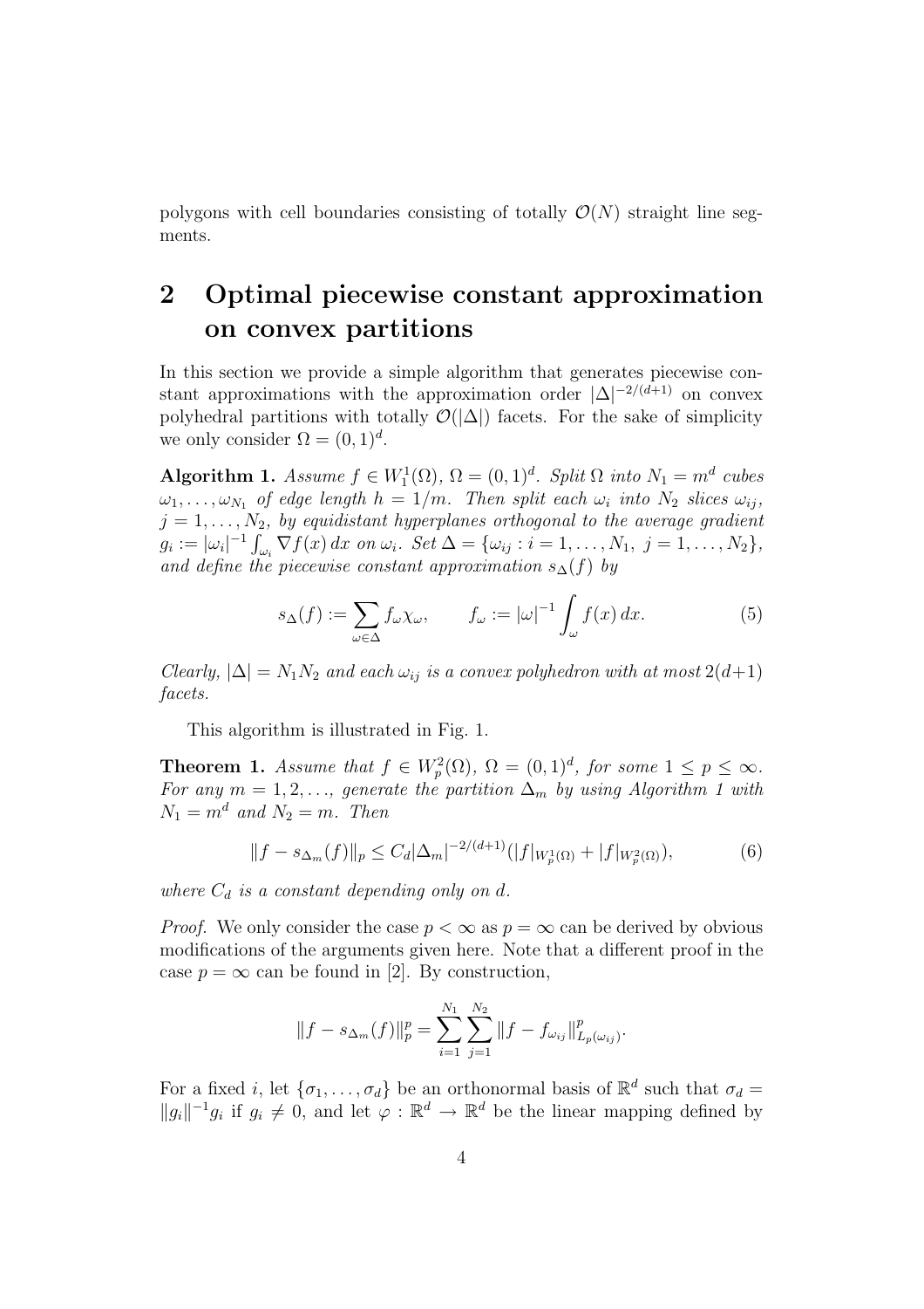polygons with cell boundaries consisting of totally $\mathcal{O}(N)$ straight line segments.

## 2 Optimal piecewise constant approximation on convex partitions

In this section we provide a simple algorithm that generates piecewise constant approximations with the approximation order $|\Delta|^{-2/(d+1)}$ on convex polyhedral partitions with totally $\mathcal{O}(|\Delta|)$ facets. For the sake of simplicity we only consider $\Omega = (0,1)^d$.

**Algorithm 1.** *Assume $f \in W_1^1(\Omega)$, $\Omega = (0,1)^d$. Split $\Omega$ into $N_1 = m^d$ cubes $\omega_1, \ldots, \omega_{N_1}$ of edge length $h = 1/m$. Then split each $\omega_i$ into $N_2$ slices $\omega_{ij}$, $j = 1, \ldots, N_2$, by equidistant hyperplanes orthogonal to the average gradient $g_i := |\omega_i|^{-1} \int_{\omega_i} \nabla f(x)\, dx$ on $\omega_i$. Set $\Delta = \{\omega_{ij} : i = 1, \ldots, N_1,\ j = 1, \ldots, N_2\}$, and define the piecewise constant approximation $s_\Delta(f)$ by*

$$s_\Delta(f) := \sum_{\omega \in \Delta} f_\omega \chi_\omega, \qquad f_\omega := |\omega|^{-1} \int_\omega f(x)\, dx. \tag{5}$$

*Clearly, $|\Delta| = N_1 N_2$ and each $\omega_{ij}$ is a convex polyhedron with at most $2(d+1)$ facets.*

This algorithm is illustrated in Fig. 1.

**Theorem 1.** *Assume that $f \in W_p^2(\Omega)$, $\Omega = (0,1)^d$, for some $1 \leq p \leq \infty$. For any $m = 1, 2, \ldots$, generate the partition $\Delta_m$ by using Algorithm 1 with $N_1 = m^d$ and $N_2 = m$. Then*

$$\|f - s_{\Delta_m}(f)\|_p \leq C_d |\Delta_m|^{-2/(d+1)} (|f|_{W_p^1(\Omega)} + |f|_{W_p^2(\Omega)}), \tag{6}$$

*where $C_d$ is a constant depending only on $d$.*

*Proof.* We only consider the case $p < \infty$ as $p = \infty$ can be derived by obvious modifications of the arguments given here. Note that a different proof in the case $p = \infty$ can be found in [2]. By construction,

$$\|f - s_{\Delta_m}(f)\|_p^p = \sum_{i=1}^{N_1} \sum_{j=1}^{N_2} \|f - f_{\omega_{ij}}\|_{L_p(\omega_{ij})}^p.$$

For a fixed $i$, let $\{\sigma_1, \ldots, \sigma_d\}$ be an orthonormal basis of $\mathbb{R}^d$ such that $\sigma_d = \|g_i\|^{-1} g_i$ if $g_i \neq 0$, and let $\varphi : \mathbb{R}^d \to \mathbb{R}^d$ be the linear mapping defined by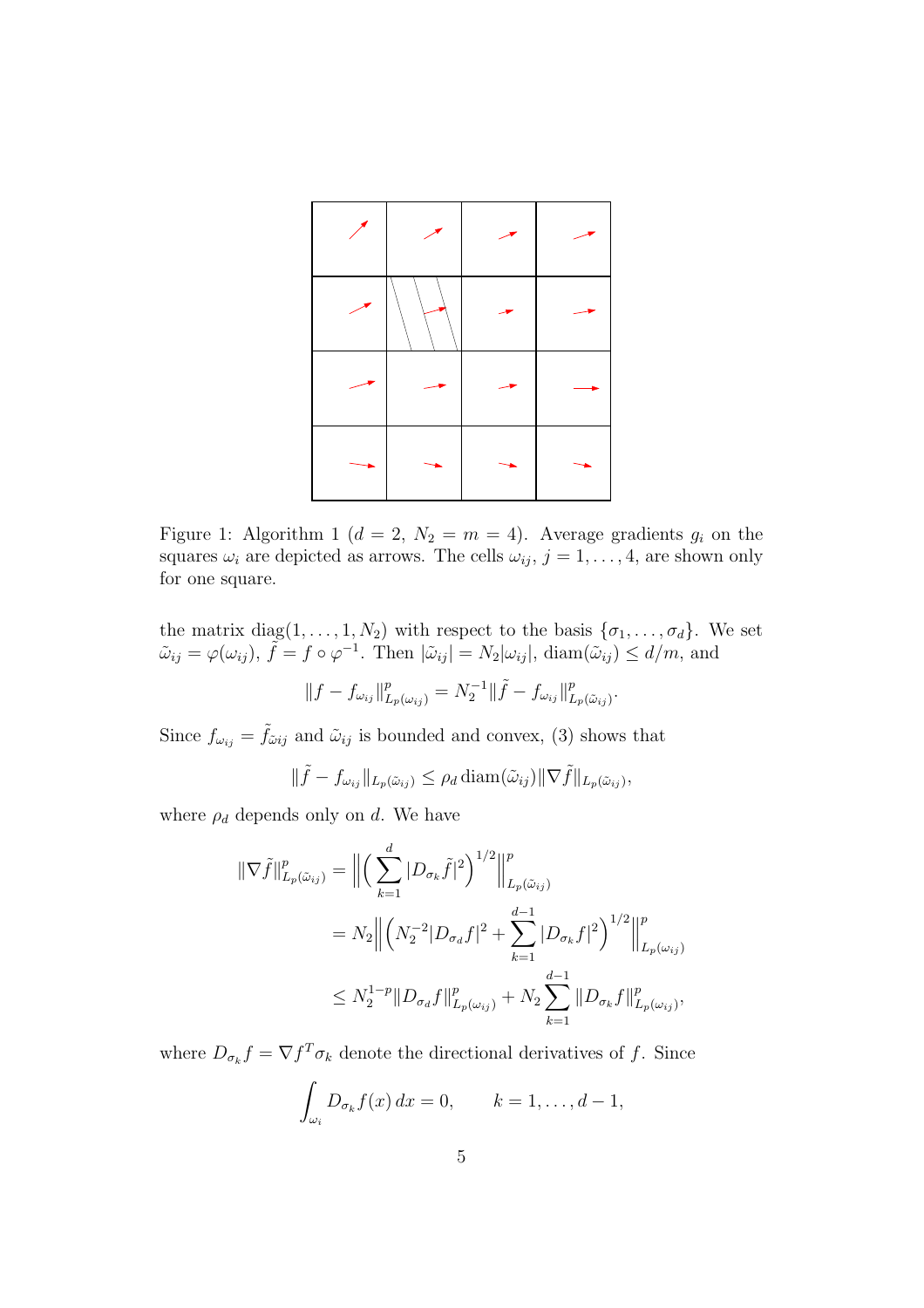Figure 1: Algorithm 1 ($d = 2$, $N_2 = m = 4$). Average gradients $g_i$ on the squares $\omega_i$ are depicted as arrows. The cells $\omega_{ij}$, $j = 1, \ldots, 4$, are shown only for one square.

the matrix $\operatorname{diag}(1, \ldots, 1, N_2)$ with respect to the basis $\{\sigma_1, \ldots, \sigma_d\}$. We set $\tilde{\omega}_{ij} = \varphi(\omega_{ij})$, $\tilde{f} = f \circ \varphi^{-1}$. Then $|\tilde{\omega}_{ij}| = N_2 |\omega_{ij}|$, $\operatorname{diam}(\tilde{\omega}_{ij}) \leq d/m$, and

$$\|f - f_{\omega_{ij}}\|^p_{L_p(\omega_{ij})} = N_2^{-1} \|\tilde{f} - f_{\omega_{ij}}\|^p_{L_p(\tilde{\omega}_{ij})}.$$

Since $f_{\omega_{ij}} = \tilde{f}_{\tilde{\omega} ij}$ and $\tilde{\omega}_{ij}$ is bounded and convex, (3) shows that

$$\|\tilde{f} - f_{\omega_{ij}}\|_{L_p(\tilde{\omega}_{ij})} \leq \rho_d \operatorname{diam}(\tilde{\omega}_{ij}) \|\nabla \tilde{f}\|_{L_p(\tilde{\omega}_{ij})},$$

where $\rho_d$ depends only on $d$. We have

$$\begin{aligned}
\|\nabla \tilde{f}\|^p_{L_p(\tilde{\omega}_{ij})} &= \Big\| \Big( \sum_{k=1}^{d} |D_{\sigma_k} \tilde{f}|^2 \Big)^{1/2} \Big\|^p_{L_p(\tilde{\omega}_{ij})} \\
&= N_2 \Big\| \Big( N_2^{-2} |D_{\sigma_d} f|^2 + \sum_{k=1}^{d-1} |D_{\sigma_k} f|^2 \Big)^{1/2} \Big\|^p_{L_p(\omega_{ij})} \\
&\leq N_2^{1-p} \|D_{\sigma_d} f\|^p_{L_p(\omega_{ij})} + N_2 \sum_{k=1}^{d-1} \|D_{\sigma_k} f\|^p_{L_p(\omega_{ij})},
\end{aligned}$$

where $D_{\sigma_k} f = \nabla f^T \sigma_k$ denote the directional derivatives of $f$. Since

$$\int_{\omega_i} D_{\sigma_k} f(x)\, dx = 0, \qquad k = 1, \ldots, d-1,$$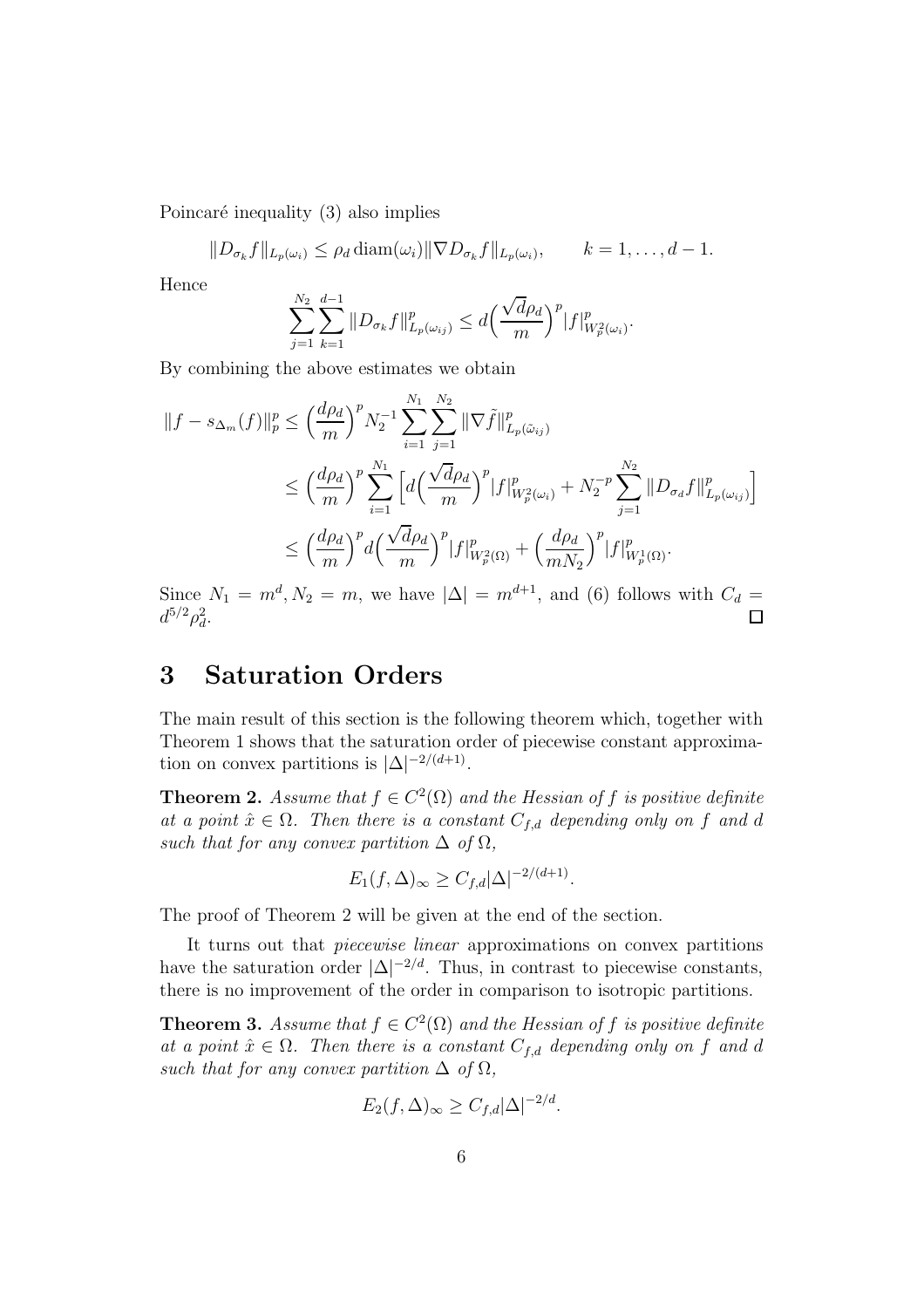Poincaré inequality (3) also implies

$$\|D_{\sigma_k} f\|_{L_p(\omega_i)} \le \rho_d \operatorname{diam}(\omega_i) \|\nabla D_{\sigma_k} f\|_{L_p(\omega_i)}, \qquad k = 1, \ldots, d-1.$$

Hence

$$\sum_{j=1}^{N_2} \sum_{k=1}^{d-1} \|D_{\sigma_k} f\|^p_{L_p(\omega_{ij})} \le d \Big( \frac{\sqrt{d}\rho_d}{m} \Big)^p |f|^p_{W^2_p(\omega_i)}.$$

By combining the above estimates we obtain

$$\begin{aligned}
\|f - s_{\Delta_m}(f)\|_p^p &\le \Big(\frac{d\rho_d}{m}\Big)^p N_2^{-1} \sum_{i=1}^{N_1} \sum_{j=1}^{N_2} \|\nabla \tilde{f}\|^p_{L_p(\tilde{\omega}_{ij})} \\
&\le \Big(\frac{d\rho_d}{m}\Big)^p \sum_{i=1}^{N_1} \Big[ d \Big(\frac{\sqrt{d}\rho_d}{m}\Big)^p |f|^p_{W^2_p(\omega_i)} + N_2^{-p} \sum_{j=1}^{N_2} \|D_{\sigma_d} f\|^p_{L_p(\omega_{ij})} \Big] \\
&\le \Big(\frac{d\rho_d}{m}\Big)^p d \Big(\frac{\sqrt{d}\rho_d}{m}\Big)^p |f|^p_{W^2_p(\Omega)} + \Big(\frac{d\rho_d}{mN_2}\Big)^p |f|^p_{W^1_p(\Omega)}.
\end{aligned}$$

Since $N_1 = m^d, N_2 = m$, we have $|\Delta| = m^{d+1}$, and (6) follows with $C_d = d^{5/2}\rho_d^2$. □

# 3 Saturation Orders

The main result of this section is the following theorem which, together with Theorem 1 shows that the saturation order of piecewise constant approximation on convex partitions is $|\Delta|^{-2/(d+1)}$.

**Theorem 2.** *Assume that $f \in C^2(\Omega)$ and the Hessian of $f$ is positive definite at a point $\hat{x} \in \Omega$. Then there is a constant $C_{f,d}$ depending only on $f$ and $d$ such that for any convex partition $\Delta$ of $\Omega$,*

$$E_1(f, \Delta)_\infty \ge C_{f,d} |\Delta|^{-2/(d+1)}.$$

The proof of Theorem 2 will be given at the end of the section.

It turns out that *piecewise linear* approximations on convex partitions have the saturation order $|\Delta|^{-2/d}$. Thus, in contrast to piecewise constants, there is no improvement of the order in comparison to isotropic partitions.

**Theorem 3.** *Assume that $f \in C^2(\Omega)$ and the Hessian of $f$ is positive definite at a point $\hat{x} \in \Omega$. Then there is a constant $C_{f,d}$ depending only on $f$ and $d$ such that for any convex partition $\Delta$ of $\Omega$,*

$$E_2(f, \Delta)_\infty \ge C_{f,d} |\Delta|^{-2/d}.$$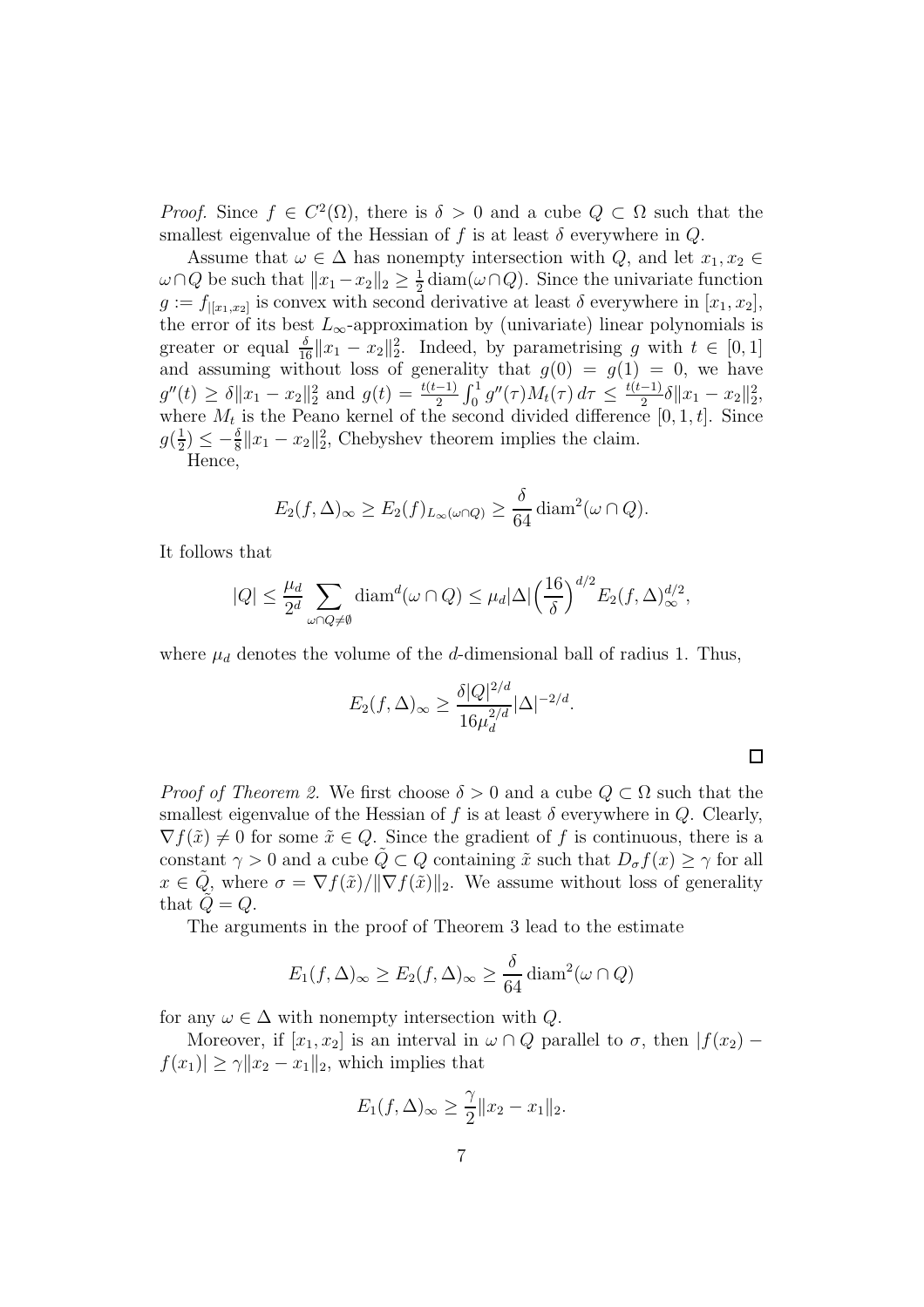*Proof.* Since $f \in C^2(\Omega)$, there is $\delta > 0$ and a cube $Q \subset \Omega$ such that the smallest eigenvalue of the Hessian of $f$ is at least $\delta$ everywhere in $Q$.

Assume that $\omega \in \Delta$ has nonempty intersection with $Q$, and let $x_1, x_2 \in \omega \cap Q$ be such that $\|x_1 - x_2\|_2 \geq \frac{1}{2}\operatorname{diam}(\omega \cap Q)$. Since the univariate function $g := f_{|[x_1,x_2]}$ is convex with second derivative at least $\delta$ everywhere in $[x_1, x_2]$, the error of its best $L_\infty$-approximation by (univariate) linear polynomials is greater or equal $\frac{\delta}{16}\|x_1 - x_2\|_2^2$. Indeed, by parametrising $g$ with $t \in [0,1]$ and assuming without loss of generality that $g(0) = g(1) = 0$, we have $g''(t) \geq \delta\|x_1 - x_2\|_2^2$ and $g(t) = \frac{t(t-1)}{2}\int_0^1 g''(\tau)M_t(\tau)\,d\tau \leq \frac{t(t-1)}{2}\delta\|x_1 - x_2\|_2^2$, where $M_t$ is the Peano kernel of the second divided difference $[0, 1, t]$. Since $g(\frac{1}{2}) \leq -\frac{\delta}{8}\|x_1 - x_2\|_2^2$, Chebyshev theorem implies the claim.

Hence,

$$E_2(f, \Delta)_\infty \geq E_2(f)_{L_\infty(\omega\cap Q)} \geq \frac{\delta}{64}\operatorname{diam}^2(\omega \cap Q).$$

It follows that

$$|Q| \leq \frac{\mu_d}{2^d}\sum_{\omega\cap Q\neq\emptyset}\operatorname{diam}^d(\omega \cap Q) \leq \mu_d|\Delta|\Big(\frac{16}{\delta}\Big)^{d/2}E_2(f, \Delta)_\infty^{d/2},$$

where $\mu_d$ denotes the volume of the $d$-dimensional ball of radius 1. Thus,

$$E_2(f, \Delta)_\infty \geq \frac{\delta|Q|^{2/d}}{16\mu_d^{2/d}}|\Delta|^{-2/d}.$$

$\square$

*Proof of Theorem 2.* We first choose $\delta > 0$ and a cube $Q \subset \Omega$ such that the smallest eigenvalue of the Hessian of $f$ is at least $\delta$ everywhere in $Q$. Clearly, $\nabla f(\tilde{x}) \neq 0$ for some $\tilde{x} \in Q$. Since the gradient of $f$ is continuous, there is a constant $\gamma > 0$ and a cube $\tilde{Q} \subset Q$ containing $\tilde{x}$ such that $D_\sigma f(x) \geq \gamma$ for all $x \in \tilde{Q}$, where $\sigma = \nabla f(\tilde{x})/\|\nabla f(\tilde{x})\|_2$. We assume without loss of generality that $\tilde{Q} = Q$.

The arguments in the proof of Theorem 3 lead to the estimate

$$E_1(f, \Delta)_\infty \geq E_2(f, \Delta)_\infty \geq \frac{\delta}{64}\operatorname{diam}^2(\omega \cap Q)$$

for any $\omega \in \Delta$ with nonempty intersection with $Q$.

Moreover, if $[x_1, x_2]$ is an interval in $\omega \cap Q$ parallel to $\sigma$, then $|f(x_2) - f(x_1)| \geq \gamma\|x_2 - x_1\|_2$, which implies that

$$E_1(f, \Delta)_\infty \geq \frac{\gamma}{2}\|x_2 - x_1\|_2.$$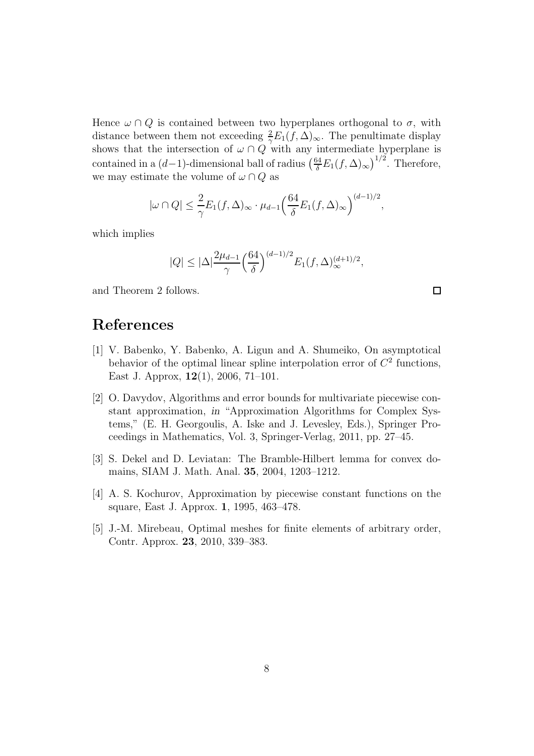Hence $\omega \cap Q$ is contained between two hyperplanes orthogonal to $\sigma$, with distance between them not exceeding $\frac{2}{\gamma}E_1(f,\Delta)_\infty$. The penultimate display shows that the intersection of $\omega \cap Q$ with any intermediate hyperplane is contained in a $(d-1)$-dimensional ball of radius $\left(\frac{64}{\delta}E_1(f,\Delta)_\infty\right)^{1/2}$. Therefore, we may estimate the volume of $\omega \cap Q$ as

$$|\omega \cap Q| \leq \frac{2}{\gamma}E_1(f,\Delta)_\infty \cdot \mu_{d-1}\Big(\frac{64}{\delta}E_1(f,\Delta)_\infty\Big)^{(d-1)/2},$$

which implies

$$|Q| \leq |\Delta|\frac{2\mu_{d-1}}{\gamma}\Big(\frac{64}{\delta}\Big)^{(d-1)/2}E_1(f,\Delta)_\infty^{(d+1)/2},$$

and Theorem 2 follows. $\square$

# References

[1] V. Babenko, Y. Babenko, A. Ligun and A. Shumeiko, On asymptotical behavior of the optimal linear spline interpolation error of $C^2$ functions, East J. Approx, **12**(1), 2006, 71–101.

[2] O. Davydov, Algorithms and error bounds for multivariate piecewise constant approximation, *in* "Approximation Algorithms for Complex Systems," (E. H. Georgoulis, A. Iske and J. Levesley, Eds.), Springer Proceedings in Mathematics, Vol. 3, Springer-Verlag, 2011, pp. 27–45.

[3] S. Dekel and D. Leviatan: The Bramble-Hilbert lemma for convex domains, SIAM J. Math. Anal. **35**, 2004, 1203–1212.

[4] A. S. Kochurov, Approximation by piecewise constant functions on the square, East J. Approx. **1**, 1995, 463–478.

[5] J.-M. Mirebeau, Optimal meshes for finite elements of arbitrary order, Contr. Approx. **23**, 2010, 339–383.